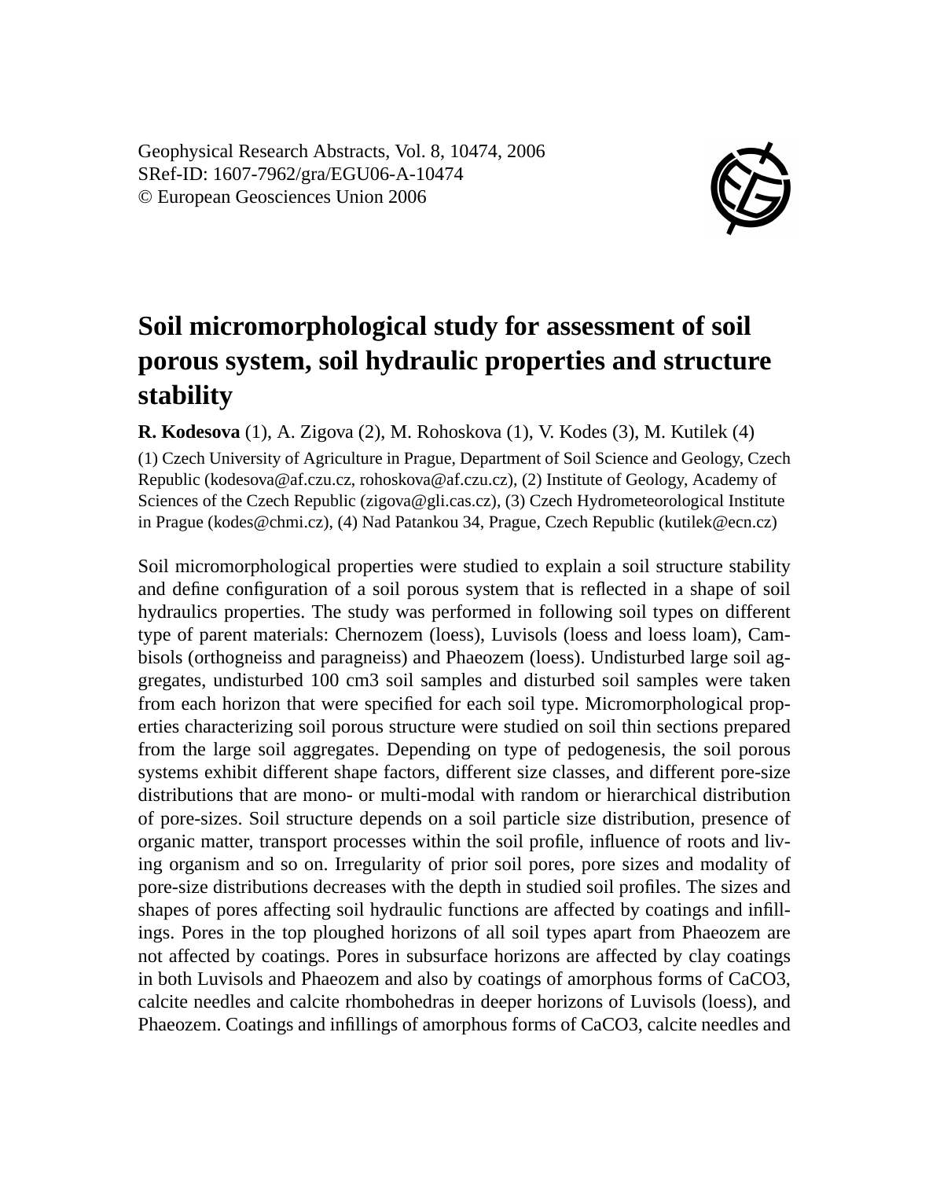Geophysical Research Abstracts, Vol. 8, 10474, 2006
SRef-ID: 1607-7962/gra/EGU06-A-10474
© European Geosciences Union 2006

# Soil micromorphological study for assessment of soil porous system, soil hydraulic properties and structure stability

**R. Kodesova** (1), A. Zigova (2), M. Rohoskova (1), V. Kodes (3), M. Kutilek (4)

(1) Czech University of Agriculture in Prague, Department of Soil Science and Geology, Czech Republic (kodesova@af.czu.cz, rohoskova@af.czu.cz), (2) Institute of Geology, Academy of Sciences of the Czech Republic (zigova@gli.cas.cz), (3) Czech Hydrometeorological Institute in Prague (kodes@chmi.cz), (4) Nad Patankou 34, Prague, Czech Republic (kutilek@ecn.cz)

Soil micromorphological properties were studied to explain a soil structure stability and define configuration of a soil porous system that is reflected in a shape of soil hydraulics properties. The study was performed in following soil types on different type of parent materials: Chernozem (loess), Luvisols (loess and loess loam), Cambisols (orthogneiss and paragneiss) and Phaeozem (loess). Undisturbed large soil aggregates, undisturbed 100 cm3 soil samples and disturbed soil samples were taken from each horizon that were specified for each soil type. Micromorphological properties characterizing soil porous structure were studied on soil thin sections prepared from the large soil aggregates. Depending on type of pedogenesis, the soil porous systems exhibit different shape factors, different size classes, and different pore-size distributions that are mono- or multi-modal with random or hierarchical distribution of pore-sizes. Soil structure depends on a soil particle size distribution, presence of organic matter, transport processes within the soil profile, influence of roots and living organism and so on. Irregularity of prior soil pores, pore sizes and modality of pore-size distributions decreases with the depth in studied soil profiles. The sizes and shapes of pores affecting soil hydraulic functions are affected by coatings and infillings. Pores in the top ploughed horizons of all soil types apart from Phaeozem are not affected by coatings. Pores in subsurface horizons are affected by clay coatings in both Luvisols and Phaeozem and also by coatings of amorphous forms of CaCO3, calcite needles and calcite rhombohedras in deeper horizons of Luvisols (loess), and Phaeozem. Coatings and infillings of amorphous forms of CaCO3, calcite needles and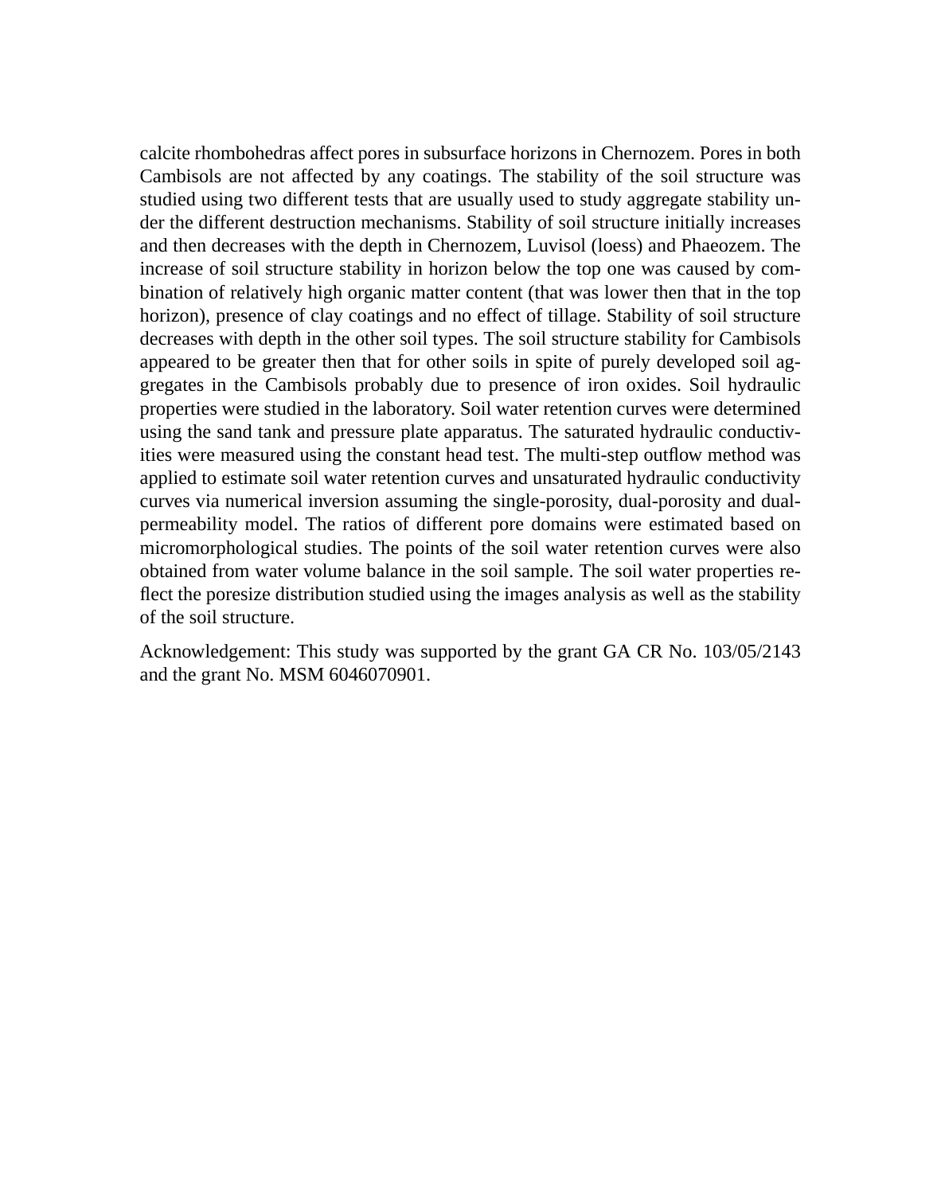calcite rhombohedras affect pores in subsurface horizons in Chernozem. Pores in both Cambisols are not affected by any coatings. The stability of the soil structure was studied using two different tests that are usually used to study aggregate stability under the different destruction mechanisms. Stability of soil structure initially increases and then decreases with the depth in Chernozem, Luvisol (loess) and Phaeozem. The increase of soil structure stability in horizon below the top one was caused by combination of relatively high organic matter content (that was lower then that in the top horizon), presence of clay coatings and no effect of tillage. Stability of soil structure decreases with depth in the other soil types. The soil structure stability for Cambisols appeared to be greater then that for other soils in spite of purely developed soil aggregates in the Cambisols probably due to presence of iron oxides. Soil hydraulic properties were studied in the laboratory. Soil water retention curves were determined using the sand tank and pressure plate apparatus. The saturated hydraulic conductivities were measured using the constant head test. The multi-step outflow method was applied to estimate soil water retention curves and unsaturated hydraulic conductivity curves via numerical inversion assuming the single-porosity, dual-porosity and dual-permeability model. The ratios of different pore domains were estimated based on micromorphological studies. The points of the soil water retention curves were also obtained from water volume balance in the soil sample. The soil water properties reflect the poresize distribution studied using the images analysis as well as the stability of the soil structure.

Acknowledgement: This study was supported by the grant GA CR No. 103/05/2143 and the grant No. MSM 6046070901.